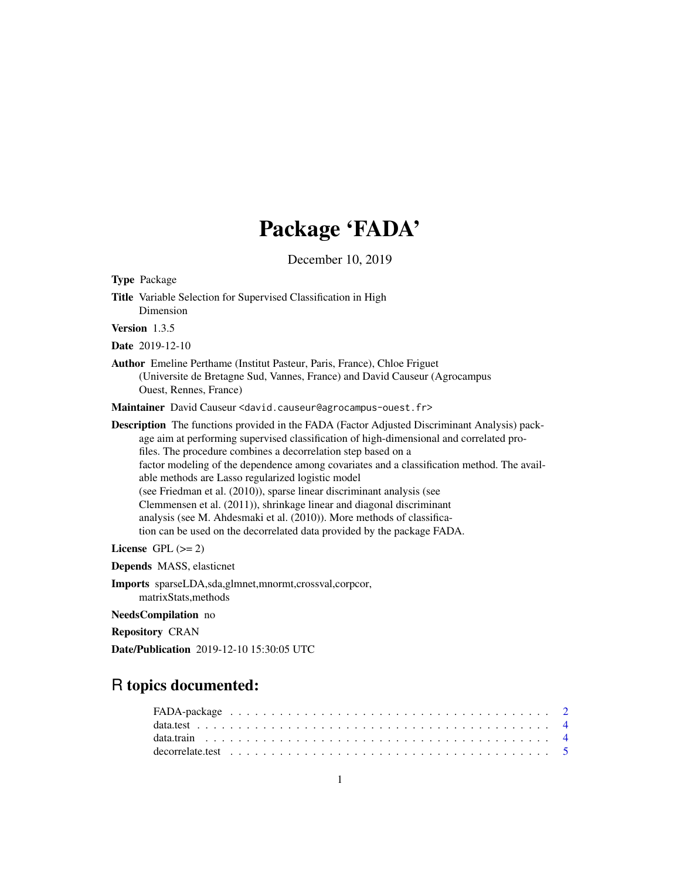# Package 'FADA'

December 10, 2019

**Type** Package

**Title** Variable Selection for Supervised Classification in High Dimension

**Version** 1.3.5

**Date** 2019-12-10

**Author** Emeline Perthame (Institut Pasteur, Paris, France), Chloe Friguet (Universite de Bretagne Sud, Vannes, France) and David Causeur (Agrocampus Ouest, Rennes, France)

**Maintainer** David Causeur <david.causeur@agrocampus-ouest.fr>

**Description** The functions provided in the FADA (Factor Adjusted Discriminant Analysis) package aim at performing supervised classification of high-dimensional and correlated profiles. The procedure combines a decorrelation step based on a factor modeling of the dependence among covariates and a classification method. The available methods are Lasso regularized logistic model (see Friedman et al. (2010)), sparse linear discriminant analysis (see Clemmensen et al. (2011)), shrinkage linear and diagonal discriminant analysis (see M. Ahdesmaki et al. (2010)). More methods of classification can be used on the decorrelated data provided by the package FADA.

**License** GPL (>= 2)

**Depends** MASS, elasticnet

**Imports** sparseLDA,sda,glmnet,mnormt,crossval,corpcor, matrixStats,methods

**NeedsCompilation** no

**Repository** CRAN

**Date/Publication** 2019-12-10 15:30:05 UTC

## R topics documented:

| | |
|---|---|
| FADA-package | 2 |
| data.test | 4 |
| data.train | 4 |
| decorrelate.test | 5 |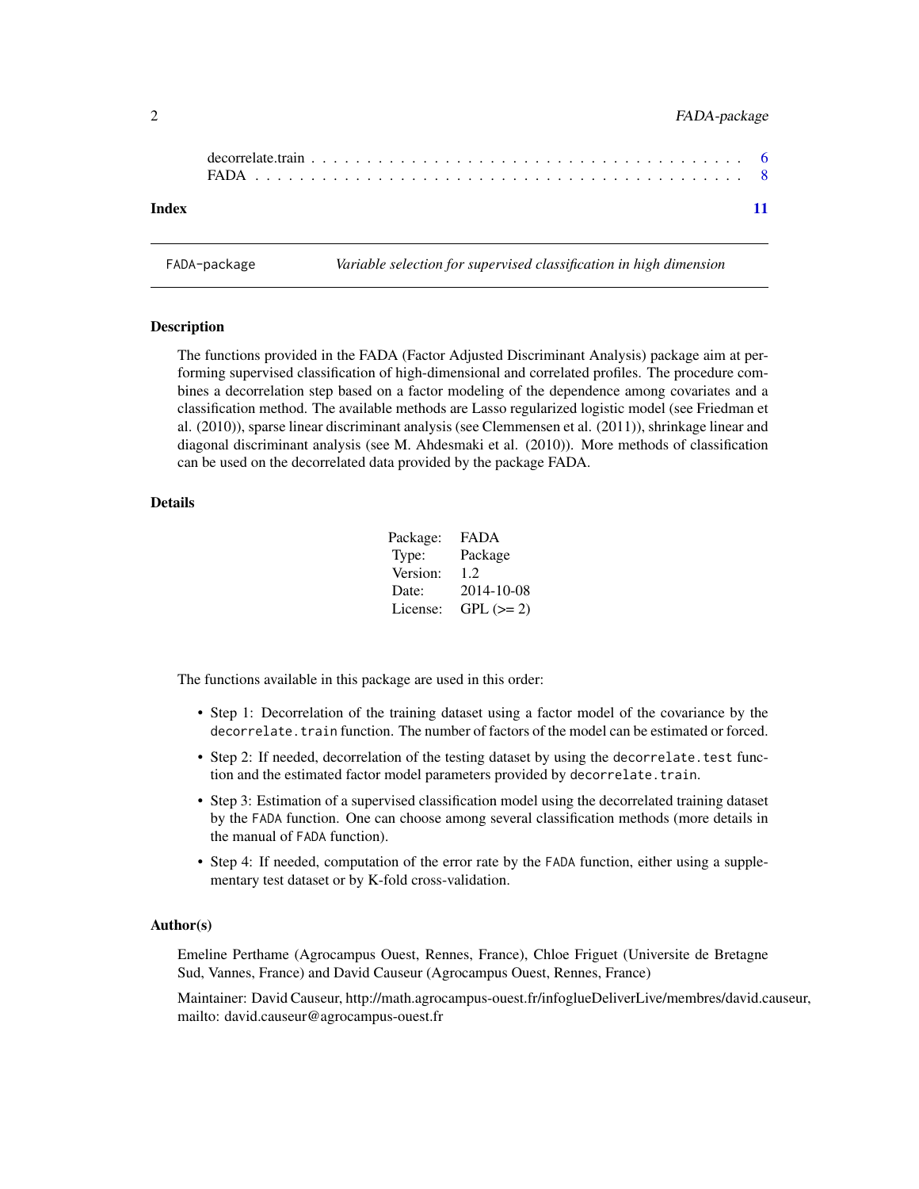decorrelate.train . . . . . . . . . . . . . . . . . . . . . . . . . . . . . . . . . . . . . 6
FADA . . . . . . . . . . . . . . . . . . . . . . . . . . . . . . . . . . . . . . . . . . 8

**Index** **11**

---

FADA-package *Variable selection for supervised classification in high dimension*

---

## Description

The functions provided in the FADA (Factor Adjusted Discriminant Analysis) package aim at performing supervised classification of high-dimensional and correlated profiles. The procedure combines a decorrelation step based on a factor modeling of the dependence among covariates and a classification method. The available methods are Lasso regularized logistic model (see Friedman et al. (2010)), sparse linear discriminant analysis (see Clemmensen et al. (2011)), shrinkage linear and diagonal discriminant analysis (see M. Ahdesmaki et al. (2010)). More methods of classification can be used on the decorrelated data provided by the package FADA.

## Details

| | |
|---|---|
| Package: | FADA |
| Type: | Package |
| Version: | 1.2 |
| Date: | 2014-10-08 |
| License: | GPL (>= 2) |

The functions available in this package are used in this order:

- Step 1: Decorrelation of the training dataset using a factor model of the covariance by the `decorrelate.train` function. The number of factors of the model can be estimated or forced.
- Step 2: If needed, decorrelation of the testing dataset by using the `decorrelate.test` function and the estimated factor model parameters provided by `decorrelate.train`.
- Step 3: Estimation of a supervised classification model using the decorrelated training dataset by the `FADA` function. One can choose among several classification methods (more details in the manual of `FADA` function).
- Step 4: If needed, computation of the error rate by the `FADA` function, either using a supplementary test dataset or by K-fold cross-validation.

## Author(s)

Emeline Perthame (Agrocampus Ouest, Rennes, France), Chloe Friguet (Universite de Bretagne Sud, Vannes, France) and David Causeur (Agrocampus Ouest, Rennes, France)

Maintainer: David Causeur, http://math.agrocampus-ouest.fr/infoglueDeliverLive/membres/david.causeur, mailto: david.causeur@agrocampus-ouest.fr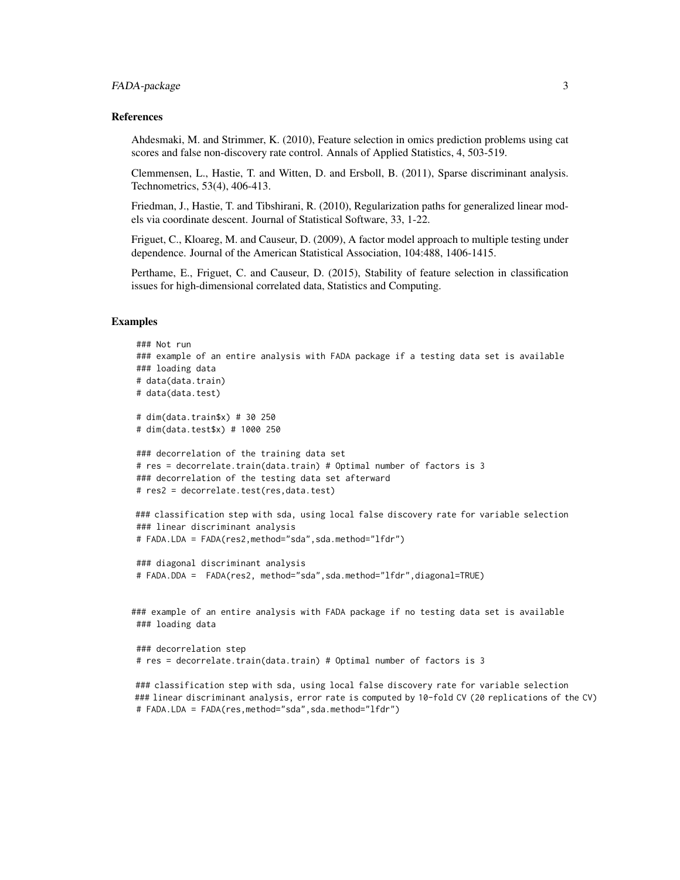## References

Ahdesmaki, M. and Strimmer, K. (2010), Feature selection in omics prediction problems using cat scores and false non-discovery rate control. Annals of Applied Statistics, 4, 503-519.

Clemmensen, L., Hastie, T. and Witten, D. and Ersboll, B. (2011), Sparse discriminant analysis. Technometrics, 53(4), 406-413.

Friedman, J., Hastie, T. and Tibshirani, R. (2010), Regularization paths for generalized linear models via coordinate descent. Journal of Statistical Software, 33, 1-22.

Friguet, C., Kloareg, M. and Causeur, D. (2009), A factor model approach to multiple testing under dependence. Journal of the American Statistical Association, 104:488, 1406-1415.

Perthame, E., Friguet, C. and Causeur, D. (2015), Stability of feature selection in classification issues for high-dimensional correlated data, Statistics and Computing.

## Examples

```
### Not run
### example of an entire analysis with FADA package if a testing data set is available
### loading data
# data(data.train)
# data(data.test)

# dim(data.train$x) # 30 250
# dim(data.test$x) # 1000 250

### decorrelation of the training data set
# res = decorrelate.train(data.train) # Optimal number of factors is 3
### decorrelation of the testing data set afterward
# res2 = decorrelate.test(res,data.test)

### classification step with sda, using local false discovery rate for variable selection
### linear discriminant analysis
# FADA.LDA = FADA(res2,method="sda",sda.method="lfdr")

### diagonal discriminant analysis
# FADA.DDA =  FADA(res2, method="sda",sda.method="lfdr",diagonal=TRUE)


### example of an entire analysis with FADA package if no testing data set is available
### loading data

### decorrelation step
# res = decorrelate.train(data.train) # Optimal number of factors is 3

### classification step with sda, using local false discovery rate for variable selection
### linear discriminant analysis, error rate is computed by 10-fold CV (20 replications of the CV)
# FADA.LDA = FADA(res,method="sda",sda.method="lfdr")
```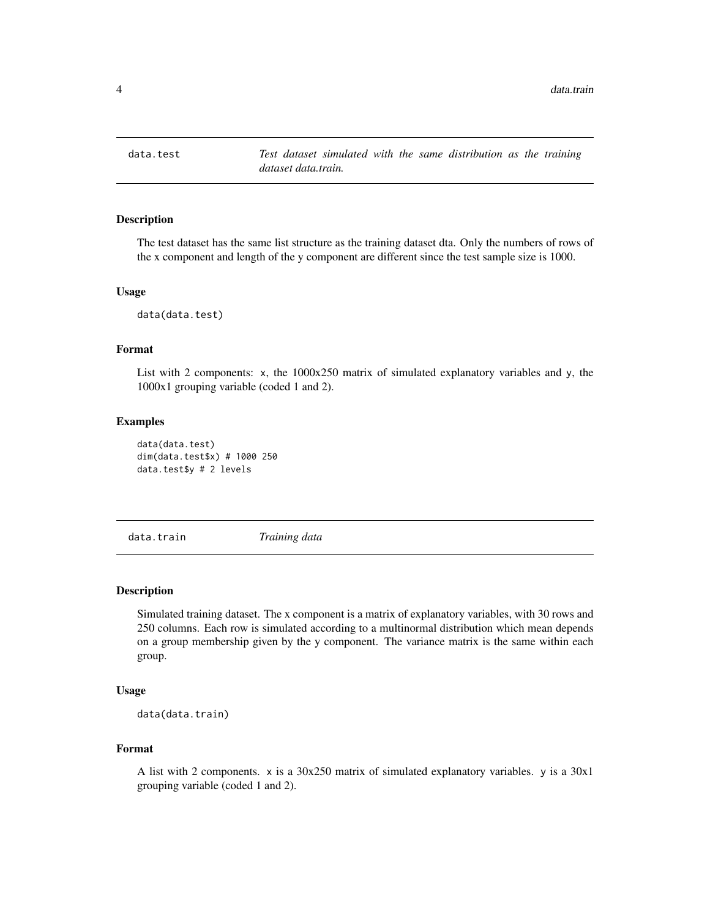## data.test — *Test dataset simulated with the same distribution as the training dataset data.train.*

### Description

The test dataset has the same list structure as the training dataset dta. Only the numbers of rows of the x component and length of the y component are different since the test sample size is 1000.

### Usage

```
data(data.test)
```

### Format

List with 2 components: x, the 1000x250 matrix of simulated explanatory variables and y, the 1000x1 grouping variable (coded 1 and 2).

### Examples

```
data(data.test)
dim(data.test$x) # 1000 250
data.test$y # 2 levels
```

## data.train — *Training data*

### Description

Simulated training dataset. The x component is a matrix of explanatory variables, with 30 rows and 250 columns. Each row is simulated according to a multinormal distribution which mean depends on a group membership given by the y component. The variance matrix is the same within each group.

### Usage

```
data(data.train)
```

### Format

A list with 2 components. x is a 30x250 matrix of simulated explanatory variables. y is a 30x1 grouping variable (coded 1 and 2).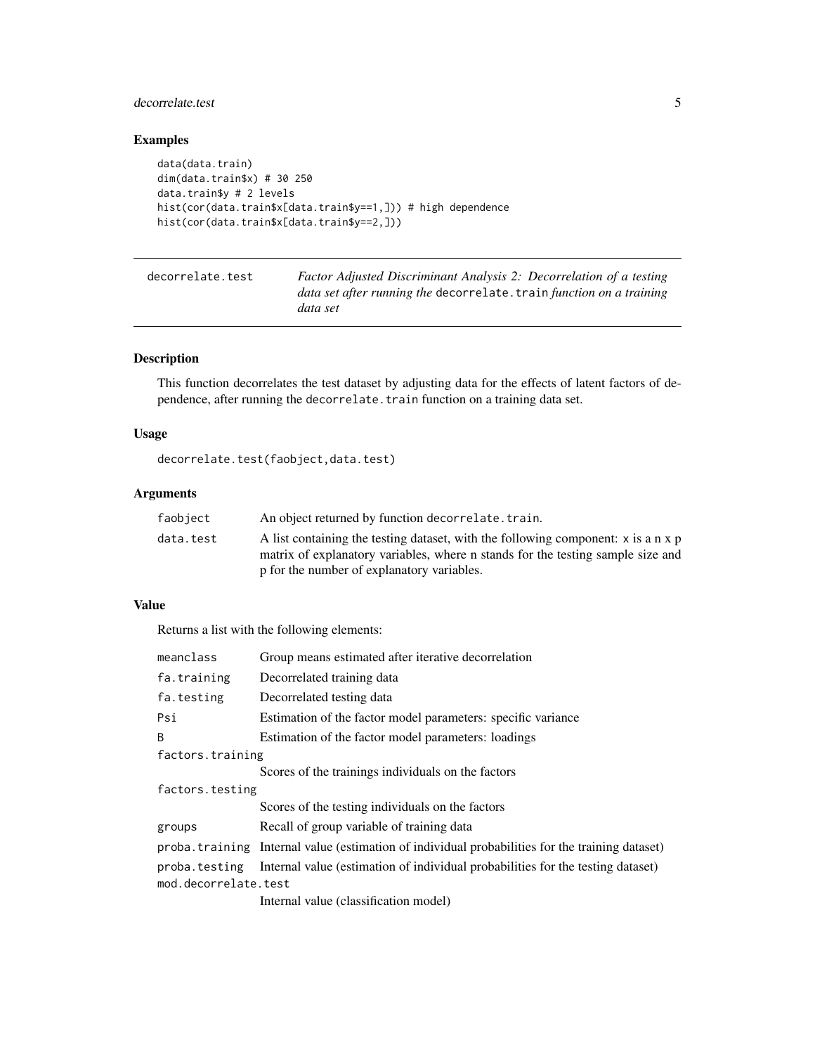### Examples

```
data(data.train)
dim(data.train$x) # 30 250
data.train$y # 2 levels
hist(cor(data.train$x[data.train$y==1,])) # high dependence
hist(cor(data.train$x[data.train$y==2,]))
```

---

## decorrelate.test

*Factor Adjusted Discriminant Analysis 2: Decorrelation of a testing data set after running the* `decorrelate.train` *function on a training data set*

---

### Description

This function decorrelates the test dataset by adjusting data for the effects of latent factors of dependence, after running the `decorrelate.train` function on a training data set.

### Usage

```
decorrelate.test(faobject,data.test)
```

### Arguments

| | |
|---|---|
| `faobject` | An object returned by function `decorrelate.train`. |
| `data.test` | A list containing the testing dataset, with the following component: `x` is a n x p matrix of explanatory variables, where n stands for the testing sample size and p for the number of explanatory variables. |

### Value

Returns a list with the following elements:

| | |
|---|---|
| `meanclass` | Group means estimated after iterative decorrelation |
| `fa.training` | Decorrelated training data |
| `fa.testing` | Decorrelated testing data |
| `Psi` | Estimation of the factor model parameters: specific variance |
| `B` | Estimation of the factor model parameters: loadings |
| `factors.training` | Scores of the trainings individuals on the factors |
| `factors.testing` | Scores of the testing individuals on the factors |
| `groups` | Recall of group variable of training data |
| `proba.training` | Internal value (estimation of individual probabilities for the training dataset) |
| `proba.testing` | Internal value (estimation of individual probabilities for the testing dataset) |
| `mod.decorrelate.test` | Internal value (classification model) |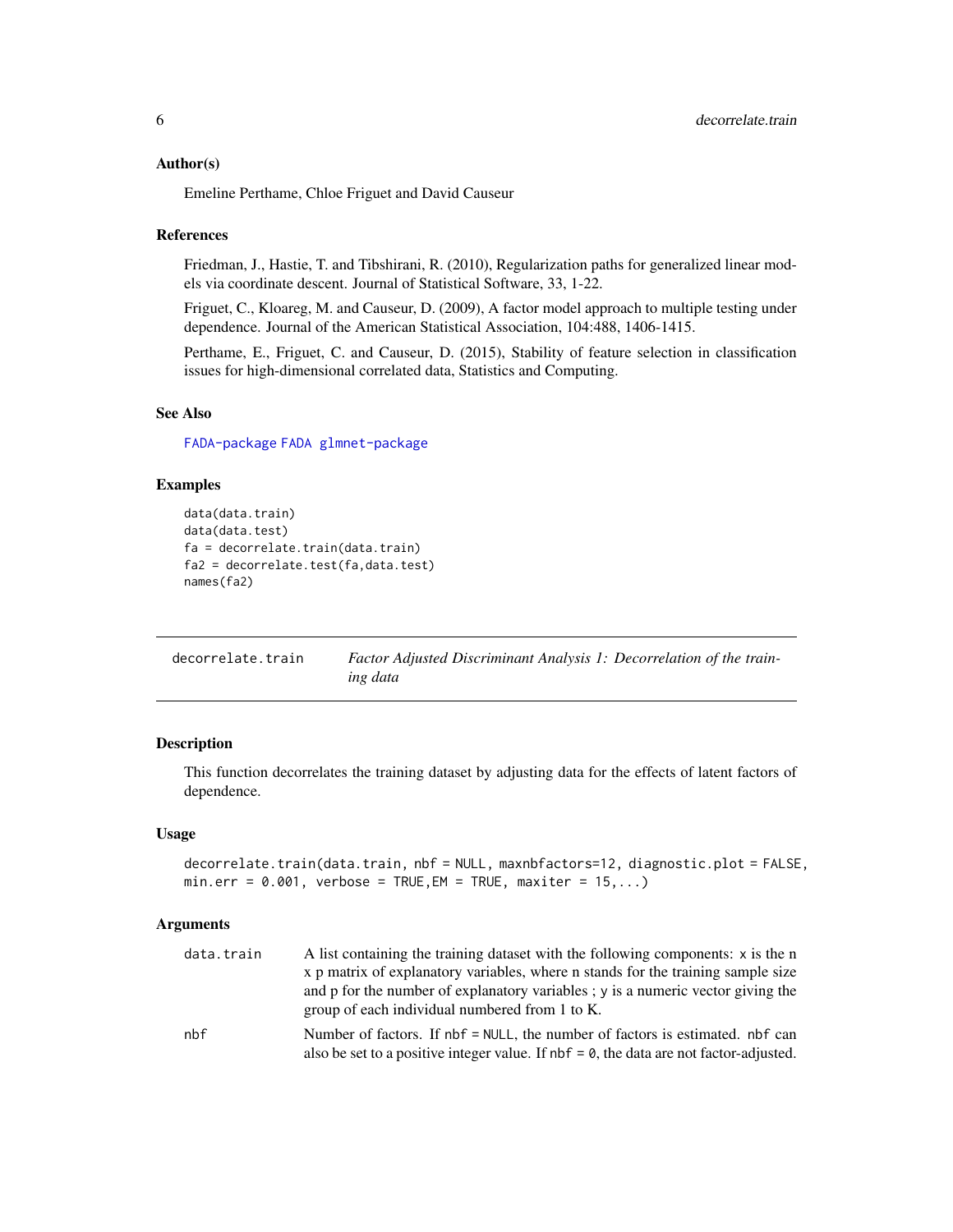### Author(s)

Emeline Perthame, Chloe Friguet and David Causeur

### References

Friedman, J., Hastie, T. and Tibshirani, R. (2010), Regularization paths for generalized linear models via coordinate descent. Journal of Statistical Software, 33, 1-22.

Friguet, C., Kloareg, M. and Causeur, D. (2009), A factor model approach to multiple testing under dependence. Journal of the American Statistical Association, 104:488, 1406-1415.

Perthame, E., Friguet, C. and Causeur, D. (2015), Stability of feature selection in classification issues for high-dimensional correlated data, Statistics and Computing.

### See Also

FADA-package FADA glmnet-package

### Examples

```
data(data.train)
data(data.test)
fa = decorrelate.train(data.train)
fa2 = decorrelate.test(fa,data.test)
names(fa2)
```

---

## decorrelate.train — *Factor Adjusted Discriminant Analysis 1: Decorrelation of the training data*

---

### Description

This function decorrelates the training dataset by adjusting data for the effects of latent factors of dependence.

### Usage

```
decorrelate.train(data.train, nbf = NULL, maxnbfactors=12, diagnostic.plot = FALSE,
min.err = 0.001, verbose = TRUE,EM = TRUE, maxiter = 15,...)
```

### Arguments

| | |
|---|---|
| `data.train` | A list containing the training dataset with the following components: x is the n x p matrix of explanatory variables, where n stands for the training sample size and p for the number of explanatory variables ; y is a numeric vector giving the group of each individual numbered from 1 to K. |
| `nbf` | Number of factors. If nbf = NULL, the number of factors is estimated. nbf can also be set to a positive integer value. If nbf = 0, the data are not factor-adjusted. |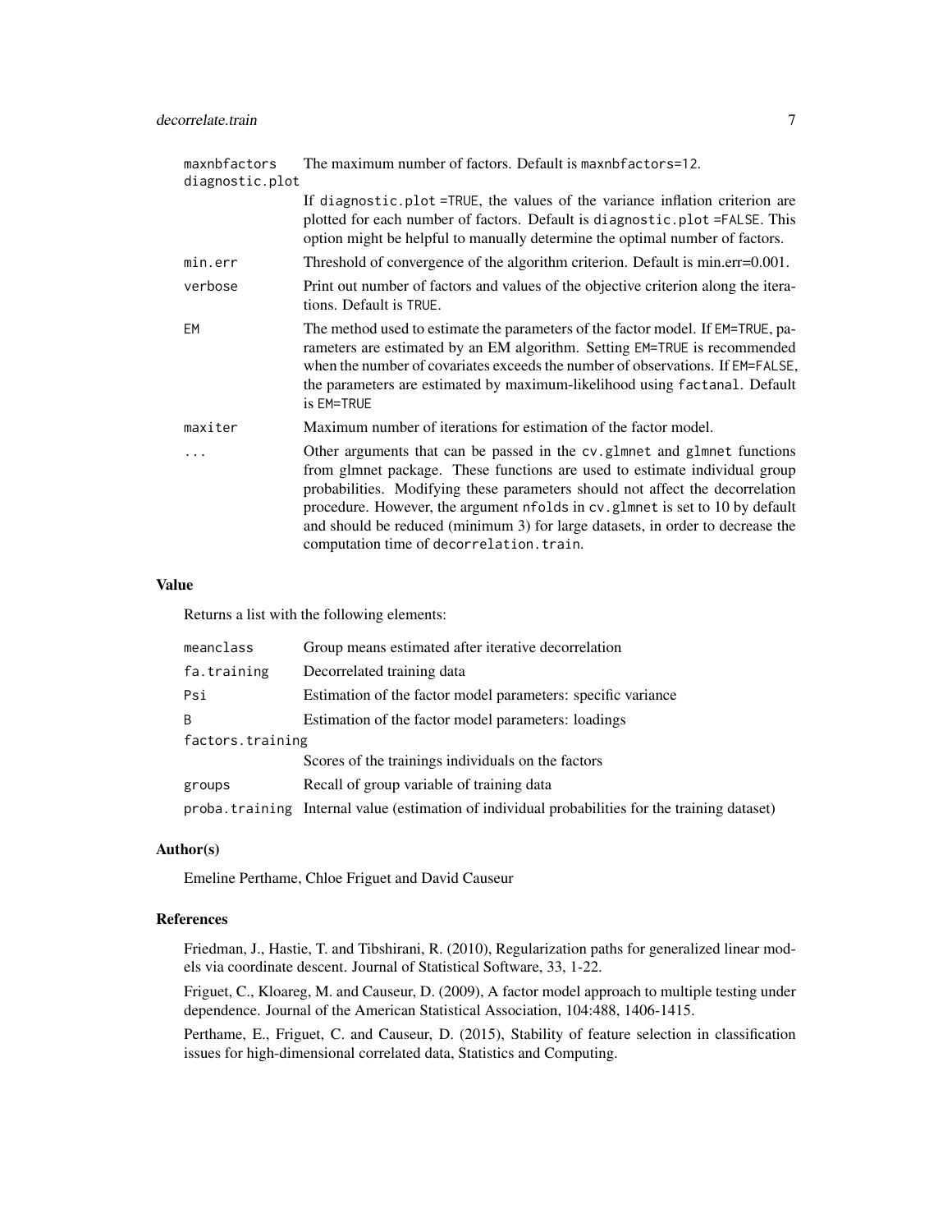| | |
|---|---|
| `maxnbfactors` | The maximum number of factors. Default is `maxnbfactors=12`. |
| `diagnostic.plot` | If `diagnostic.plot =TRUE`, the values of the variance inflation criterion are plotted for each number of factors. Default is `diagnostic.plot =FALSE`. This option might be helpful to manually determine the optimal number of factors. |
| `min.err` | Threshold of convergence of the algorithm criterion. Default is min.err=0.001. |
| `verbose` | Print out number of factors and values of the objective criterion along the iterations. Default is `TRUE`. |
| `EM` | The method used to estimate the parameters of the factor model. If `EM=TRUE`, parameters are estimated by an EM algorithm. Setting `EM=TRUE` is recommended when the number of covariates exceeds the number of observations. If `EM=FALSE`, the parameters are estimated by maximum-likelihood using `factanal`. Default is `EM=TRUE` |
| `maxiter` | Maximum number of iterations for estimation of the factor model. |
| `...` | Other arguments that can be passed in the `cv.glmnet` and `glmnet` functions from glmnet package. These functions are used to estimate individual group probabilities. Modifying these parameters should not affect the decorrelation procedure. However, the argument `nfolds` in `cv.glmnet` is set to 10 by default and should be reduced (minimum 3) for large datasets, in order to decrease the computation time of `decorrelation.train`. |

## Value

Returns a list with the following elements:

| | |
|---|---|
| `meanclass` | Group means estimated after iterative decorrelation |
| `fa.training` | Decorrelated training data |
| `Psi` | Estimation of the factor model parameters: specific variance |
| `B` | Estimation of the factor model parameters: loadings |
| `factors.training` | Scores of the trainings individuals on the factors |
| `groups` | Recall of group variable of training data |
| `proba.training` | Internal value (estimation of individual probabilities for the training dataset) |

## Author(s)

Emeline Perthame, Chloe Friguet and David Causeur

## References

Friedman, J., Hastie, T. and Tibshirani, R. (2010), Regularization paths for generalized linear models via coordinate descent. Journal of Statistical Software, 33, 1-22.

Friguet, C., Kloareg, M. and Causeur, D. (2009), A factor model approach to multiple testing under dependence. Journal of the American Statistical Association, 104:488, 1406-1415.

Perthame, E., Friguet, C. and Causeur, D. (2015), Stability of feature selection in classification issues for high-dimensional correlated data, Statistics and Computing.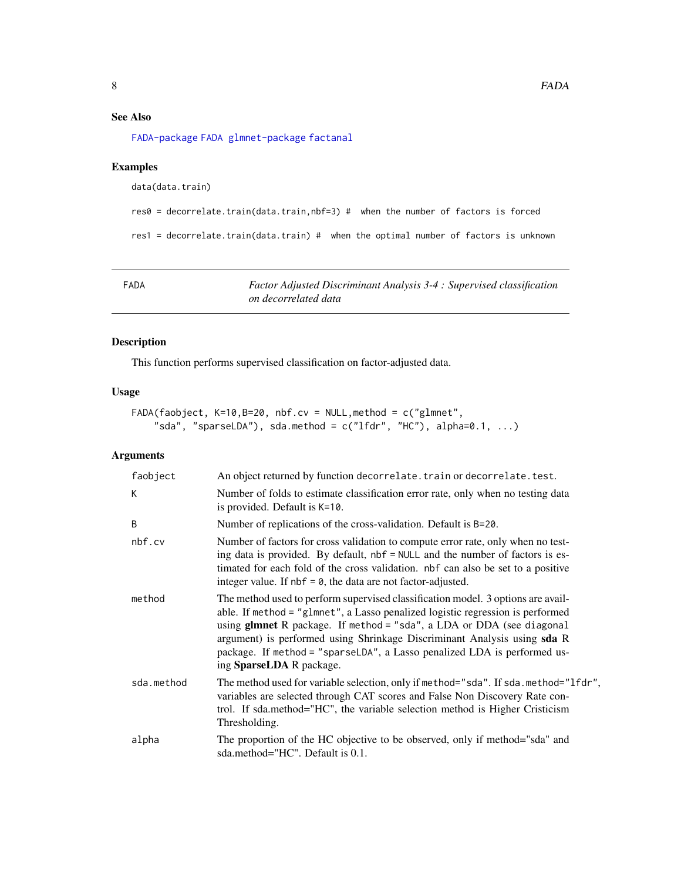## See Also

FADA-package FADA glmnet-package factanal

## Examples

```
data(data.train)

res0 = decorrelate.train(data.train,nbf=3) #  when the number of factors is forced

res1 = decorrelate.train(data.train) #  when the optimal number of factors is unknown
```

---

FADA — *Factor Adjusted Discriminant Analysis 3-4 : Supervised classification on decorrelated data*

---

## Description

This function performs supervised classification on factor-adjusted data.

## Usage

```
FADA(faobject, K=10,B=20, nbf.cv = NULL,method = c("glmnet",
    "sda", "sparseLDA"), sda.method = c("lfdr", "HC"), alpha=0.1, ...)
```

## Arguments

| | |
|---|---|
| faobject | An object returned by function `decorrelate.train` or `decorrelate.test`. |
| K | Number of folds to estimate classification error rate, only when no testing data is provided. Default is `K=10`. |
| B | Number of replications of the cross-validation. Default is `B=20`. |
| nbf.cv | Number of factors for cross validation to compute error rate, only when no testing data is provided. By default, `nbf = NULL` and the number of factors is estimated for each fold of the cross validation. `nbf` can also be set to a positive integer value. If `nbf = 0`, the data are not factor-adjusted. |
| method | The method used to perform supervised classification model. 3 options are available. If `method = "glmnet"`, a Lasso penalized logistic regression is performed using **glmnet** R package. If `method = "sda"`, a LDA or DDA (see `diagonal` argument) is performed using Shrinkage Discriminant Analysis using **sda** R package. If `method = "sparseLDA"`, a Lasso penalized LDA is performed using **SparseLDA** R package. |
| sda.method | The method used for variable selection, only if `method="sda"`. If `sda.method="lfdr"`, variables are selected through CAT scores and False Non Discovery Rate control. If sda.method="HC", the variable selection method is Higher Criticism Thresholding. |
| alpha | The proportion of the HC objective to be observed, only if method="sda" and sda.method="HC". Default is 0.1. |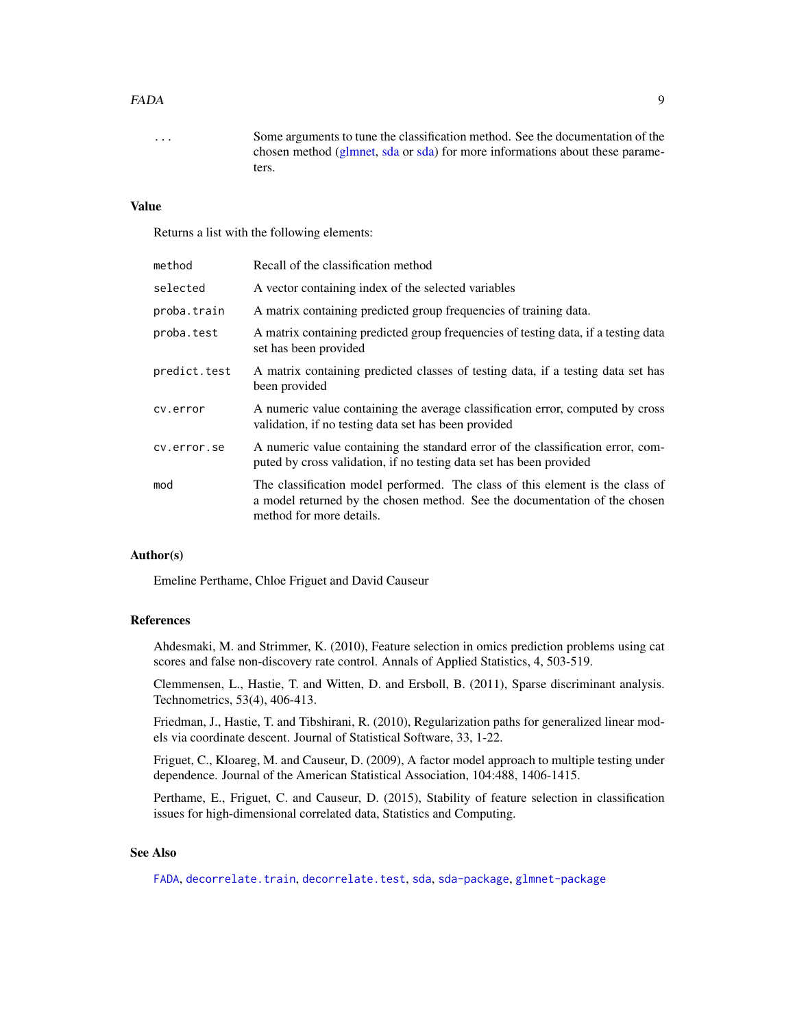| | |
|---|---|
| ... | Some arguments to tune the classification method. See the documentation of the chosen method (glmnet, sda or sda) for more informations about these parameters. |

## Value

Returns a list with the following elements:

| | |
|---|---|
| `method` | Recall of the classification method |
| `selected` | A vector containing index of the selected variables |
| `proba.train` | A matrix containing predicted group frequencies of training data. |
| `proba.test` | A matrix containing predicted group frequencies of testing data, if a testing data set has been provided |
| `predict.test` | A matrix containing predicted classes of testing data, if a testing data set has been provided |
| `cv.error` | A numeric value containing the average classification error, computed by cross validation, if no testing data set has been provided |
| `cv.error.se` | A numeric value containing the standard error of the classification error, computed by cross validation, if no testing data set has been provided |
| `mod` | The classification model performed. The class of this element is the class of a model returned by the chosen method. See the documentation of the chosen method for more details. |

## Author(s)

Emeline Perthame, Chloe Friguet and David Causeur

## References

Ahdesmaki, M. and Strimmer, K. (2010), Feature selection in omics prediction problems using cat scores and false non-discovery rate control. Annals of Applied Statistics, 4, 503-519.

Clemmensen, L., Hastie, T. and Witten, D. and Ersboll, B. (2011), Sparse discriminant analysis. Technometrics, 53(4), 406-413.

Friedman, J., Hastie, T. and Tibshirani, R. (2010), Regularization paths for generalized linear models via coordinate descent. Journal of Statistical Software, 33, 1-22.

Friguet, C., Kloareg, M. and Causeur, D. (2009), A factor model approach to multiple testing under dependence. Journal of the American Statistical Association, 104:488, 1406-1415.

Perthame, E., Friguet, C. and Causeur, D. (2015), Stability of feature selection in classification issues for high-dimensional correlated data, Statistics and Computing.

## See Also

`FADA`, `decorrelate.train`, `decorrelate.test`, `sda`, `sda-package`, `glmnet-package`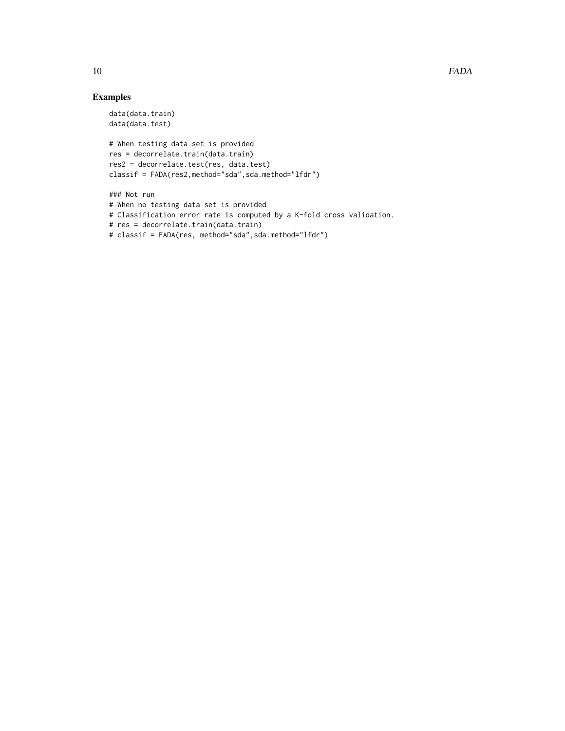## Examples

```
data(data.train)
data(data.test)

# When testing data set is provided
res = decorrelate.train(data.train)
res2 = decorrelate.test(res, data.test)
classif = FADA(res2,method="sda",sda.method="lfdr")

### Not run
# When no testing data set is provided
# Classification error rate is computed by a K-fold cross validation.
# res = decorrelate.train(data.train)
# classif = FADA(res, method="sda",sda.method="lfdr")
```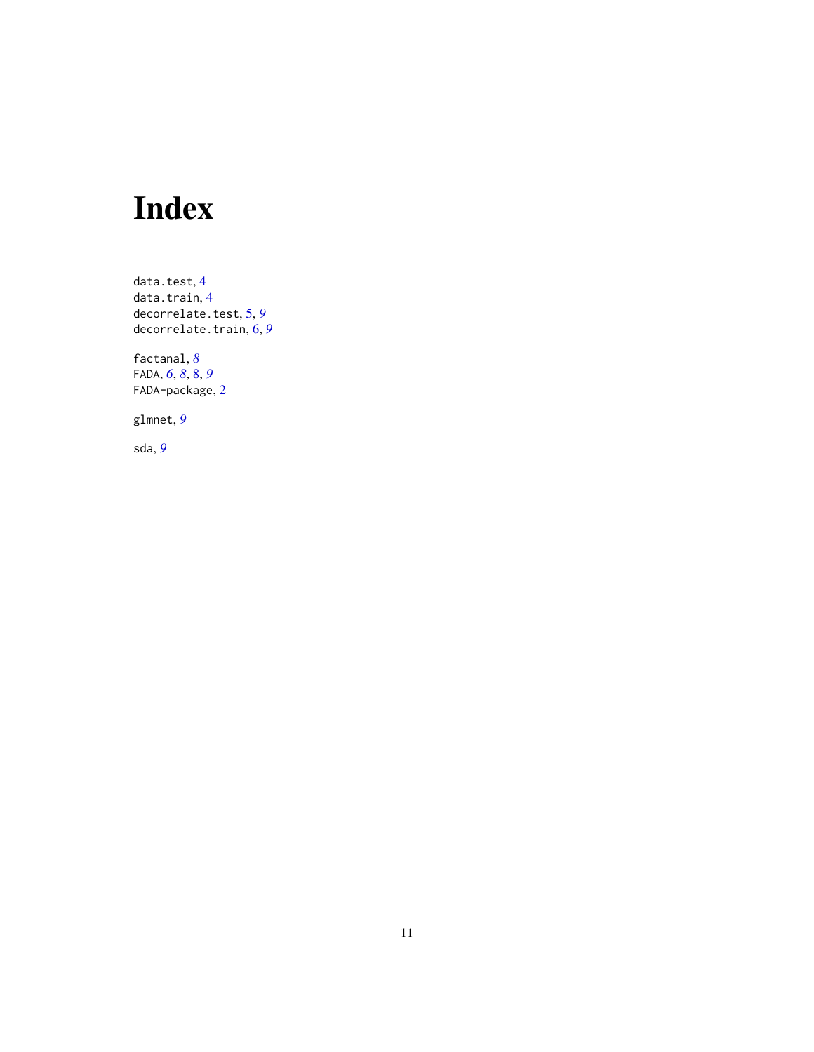# Index

data.test, 4
data.train, 4
decorrelate.test, 5, *9*
decorrelate.train, 6, *9*

factanal, *8*
FADA, *6*, *8*, 8, *9*
FADA-package, 2

glmnet, *9*

sda, *9*